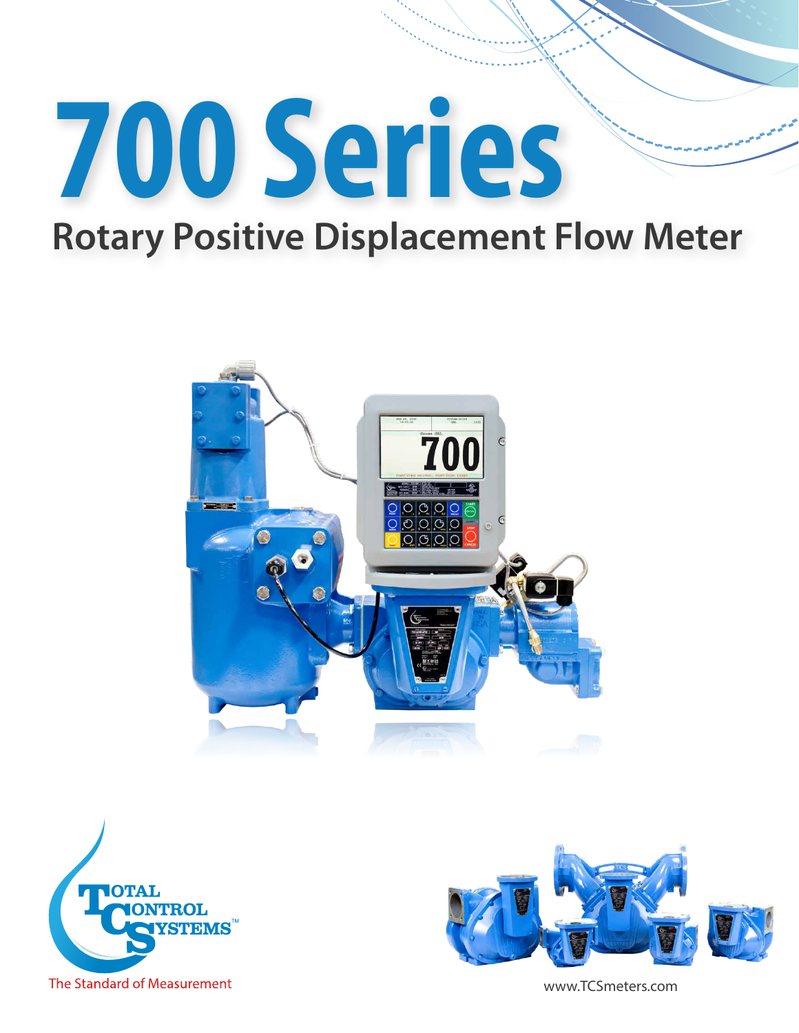# 700 Series

## Rotary Positive Displacement Flow Meter

TOTAL CONTROL SYSTEMS™

The Standard of Measurement

www.TCSmeters.com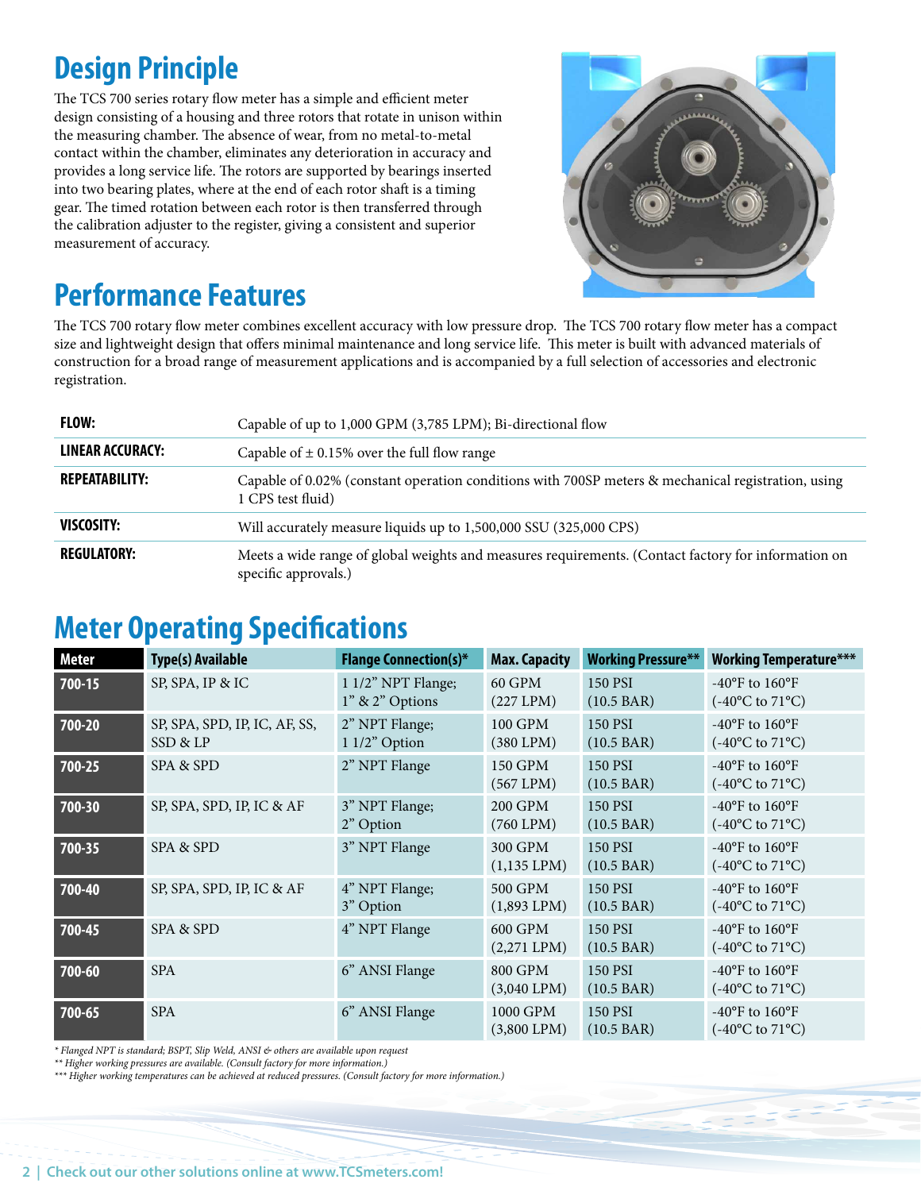## Design Principle

The TCS 700 series rotary flow meter has a simple and efficient meter design consisting of a housing and three rotors that rotate in unison within the measuring chamber. The absence of wear, from no metal-to-metal contact within the chamber, eliminates any deterioration in accuracy and provides a long service life. The rotors are supported by bearings inserted into two bearing plates, where at the end of each rotor shaft is a timing gear. The timed rotation between each rotor is then transferred through the calibration adjuster to the register, giving a consistent and superior measurement of accuracy.

## Performance Features

The TCS 700 rotary flow meter combines excellent accuracy with low pressure drop. The TCS 700 rotary flow meter has a compact size and lightweight design that offers minimal maintenance and long service life. This meter is built with advanced materials of construction for a broad range of measurement applications and is accompanied by a full selection of accessories and electronic registration.

| | |
|---|---|
| **FLOW:** | Capable of up to 1,000 GPM (3,785 LPM); Bi-directional flow |
| **LINEAR ACCURACY:** | Capable of ± 0.15% over the full flow range |
| **REPEATABILITY:** | Capable of 0.02% (constant operation conditions with 700SP meters & mechanical registration, using 1 CPS test fluid) |
| **VISCOSITY:** | Will accurately measure liquids up to 1,500,000 SSU (325,000 CPS) |
| **REGULATORY:** | Meets a wide range of global weights and measures requirements. (Contact factory for information on specific approvals.) |

## Meter Operating Specifications

| Meter | Type(s) Available | Flange Connection(s)* | Max. Capacity | Working Pressure** | Working Temperature*** |
|---|---|---|---|---|---|
| **700-15** | SP, SPA, IP & IC | 1 1/2" NPT Flange; 1" & 2" Options | 60 GPM (227 LPM) | 150 PSI (10.5 BAR) | -40°F to 160°F (-40°C to 71°C) |
| **700-20** | SP, SPA, SPD, IP, IC, AF, SS, SSD & LP | 2" NPT Flange; 1 1/2" Option | 100 GPM (380 LPM) | 150 PSI (10.5 BAR) | -40°F to 160°F (-40°C to 71°C) |
| **700-25** | SPA & SPD | 2" NPT Flange | 150 GPM (567 LPM) | 150 PSI (10.5 BAR) | -40°F to 160°F (-40°C to 71°C) |
| **700-30** | SP, SPA, SPD, IP, IC & AF | 3" NPT Flange; 2" Option | 200 GPM (760 LPM) | 150 PSI (10.5 BAR) | -40°F to 160°F (-40°C to 71°C) |
| **700-35** | SPA & SPD | 3" NPT Flange | 300 GPM (1,135 LPM) | 150 PSI (10.5 BAR) | -40°F to 160°F (-40°C to 71°C) |
| **700-40** | SP, SPA, SPD, IP, IC & AF | 4" NPT Flange; 3" Option | 500 GPM (1,893 LPM) | 150 PSI (10.5 BAR) | -40°F to 160°F (-40°C to 71°C) |
| **700-45** | SPA & SPD | 4" NPT Flange | 600 GPM (2,271 LPM) | 150 PSI (10.5 BAR) | -40°F to 160°F (-40°C to 71°C) |
| **700-60** | SPA | 6" ANSI Flange | 800 GPM (3,040 LPM) | 150 PSI (10.5 BAR) | -40°F to 160°F (-40°C to 71°C) |
| **700-65** | SPA | 6" ANSI Flange | 1000 GPM (3,800 LPM) | 150 PSI (10.5 BAR) | -40°F to 160°F (-40°C to 71°C) |

*\* Flanged NPT is standard; BSPT, Slip Weld, ANSI & others are available upon request*
*\*\* Higher working pressures are available. (Consult factory for more information.)*
*\*\*\* Higher working temperatures can be achieved at reduced pressures. (Consult factory for more information.)*

Check out our other solutions online at www.TCSmeters.com!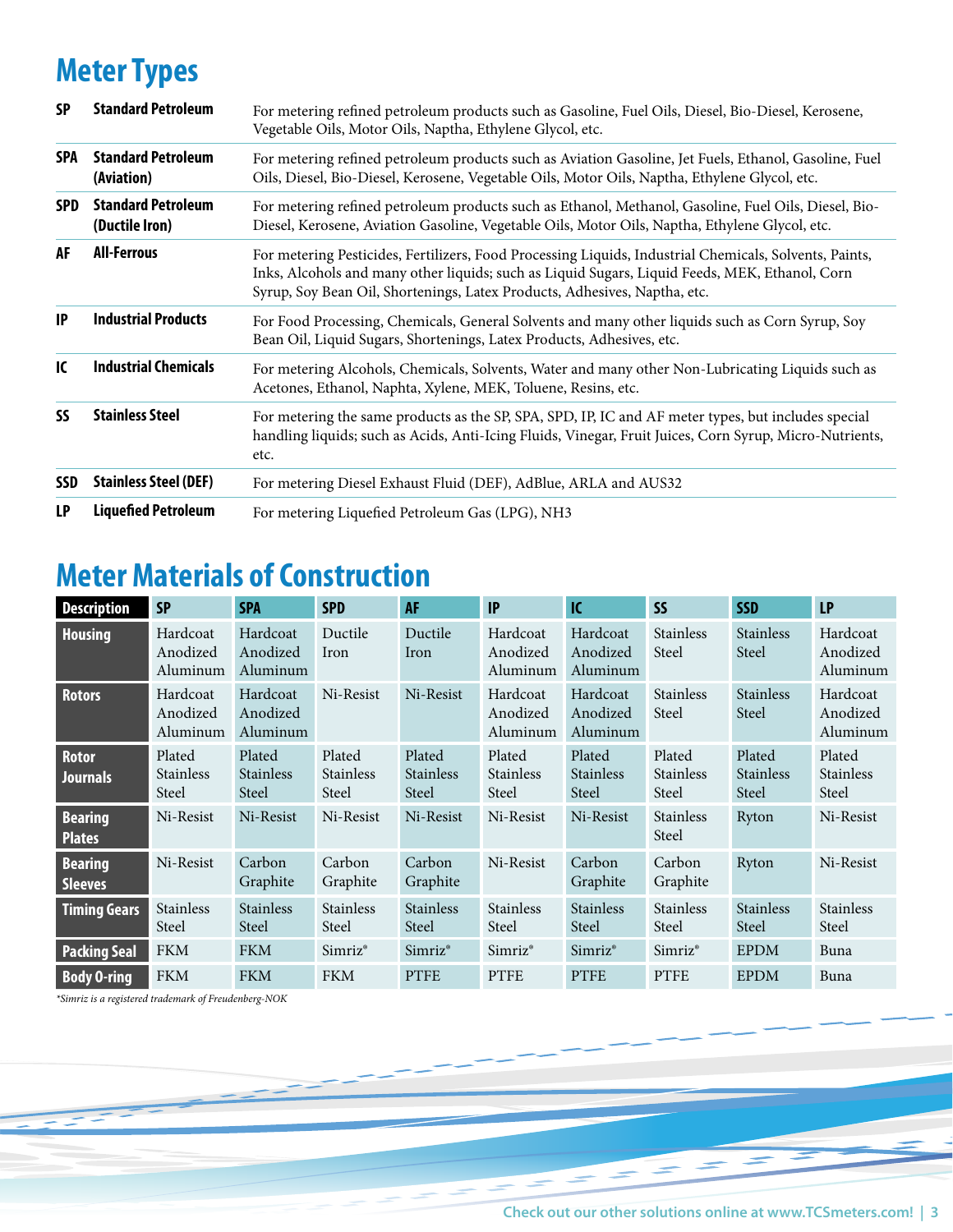# Meter Types

| | | |
|---|---|---|
| **SP** | **Standard Petroleum** | For metering refined petroleum products such as Gasoline, Fuel Oils, Diesel, Bio-Diesel, Kerosene, Vegetable Oils, Motor Oils, Naptha, Ethylene Glycol, etc. |
| **SPA** | **Standard Petroleum (Aviation)** | For metering refined petroleum products such as Aviation Gasoline, Jet Fuels, Ethanol, Gasoline, Fuel Oils, Diesel, Bio-Diesel, Kerosene, Vegetable Oils, Motor Oils, Naptha, Ethylene Glycol, etc. |
| **SPD** | **Standard Petroleum (Ductile Iron)** | For metering refined petroleum products such as Ethanol, Methanol, Gasoline, Fuel Oils, Diesel, Bio-Diesel, Kerosene, Aviation Gasoline, Vegetable Oils, Motor Oils, Naptha, Ethylene Glycol, etc. |
| **AF** | **All-Ferrous** | For metering Pesticides, Fertilizers, Food Processing Liquids, Industrial Chemicals, Solvents, Paints, Inks, Alcohols and many other liquids; such as Liquid Sugars, Liquid Feeds, MEK, Ethanol, Corn Syrup, Soy Bean Oil, Shortenings, Latex Products, Adhesives, Naptha, etc. |
| **IP** | **Industrial Products** | For Food Processing, Chemicals, General Solvents and many other liquids such as Corn Syrup, Soy Bean Oil, Liquid Sugars, Shortenings, Latex Products, Adhesives, etc. |
| **IC** | **Industrial Chemicals** | For metering Alcohols, Chemicals, Solvents, Water and many other Non-Lubricating Liquids such as Acetones, Ethanol, Naphta, Xylene, MEK, Toluene, Resins, etc. |
| **SS** | **Stainless Steel** | For metering the same products as the SP, SPA, SPD, IP, IC and AF meter types, but includes special handling liquids; such as Acids, Anti-Icing Fluids, Vinegar, Fruit Juices, Corn Syrup, Micro-Nutrients, etc. |
| **SSD** | **Stainless Steel (DEF)** | For metering Diesel Exhaust Fluid (DEF), AdBlue, ARLA and AUS32 |
| **LP** | **Liquefied Petroleum** | For metering Liquefied Petroleum Gas (LPG), NH3 |

# Meter Materials of Construction

| Description | SP | SPA | SPD | AF | IP | IC | SS | SSD | LP |
|---|---|---|---|---|---|---|---|---|---|
| **Housing** | Hardcoat Anodized Aluminum | Hardcoat Anodized Aluminum | Ductile Iron | Ductile Iron | Hardcoat Anodized Aluminum | Hardcoat Anodized Aluminum | Stainless Steel | Stainless Steel | Hardcoat Anodized Aluminum |
| **Rotors** | Hardcoat Anodized Aluminum | Hardcoat Anodized Aluminum | Ni-Resist | Ni-Resist | Hardcoat Anodized Aluminum | Hardcoat Anodized Aluminum | Stainless Steel | Stainless Steel | Hardcoat Anodized Aluminum |
| **Rotor Journals** | Plated Stainless Steel | Plated Stainless Steel | Plated Stainless Steel | Plated Stainless Steel | Plated Stainless Steel | Plated Stainless Steel | Plated Stainless Steel | Plated Stainless Steel | Plated Stainless Steel |
| **Bearing Plates** | Ni-Resist | Ni-Resist | Ni-Resist | Ni-Resist | Ni-Resist | Ni-Resist | Stainless Steel | Ryton | Ni-Resist |
| **Bearing Sleeves** | Ni-Resist | Carbon Graphite | Carbon Graphite | Carbon Graphite | Ni-Resist | Carbon Graphite | Carbon Graphite | Ryton | Ni-Resist |
| **Timing Gears** | Stainless Steel | Stainless Steel | Stainless Steel | Stainless Steel | Stainless Steel | Stainless Steel | Stainless Steel | Stainless Steel | Stainless Steel |
| **Packing Seal** | FKM | FKM | Simriz® | Simriz® | Simriz® | Simriz® | Simriz® | EPDM | Buna |
| **Body O-ring** | FKM | FKM | FKM | PTFE | PTFE | PTFE | PTFE | EPDM | Buna |

*\*Simriz is a registered trademark of Freudenberg-NOK*

Check out our other solutions online at www.TCSmeters.com!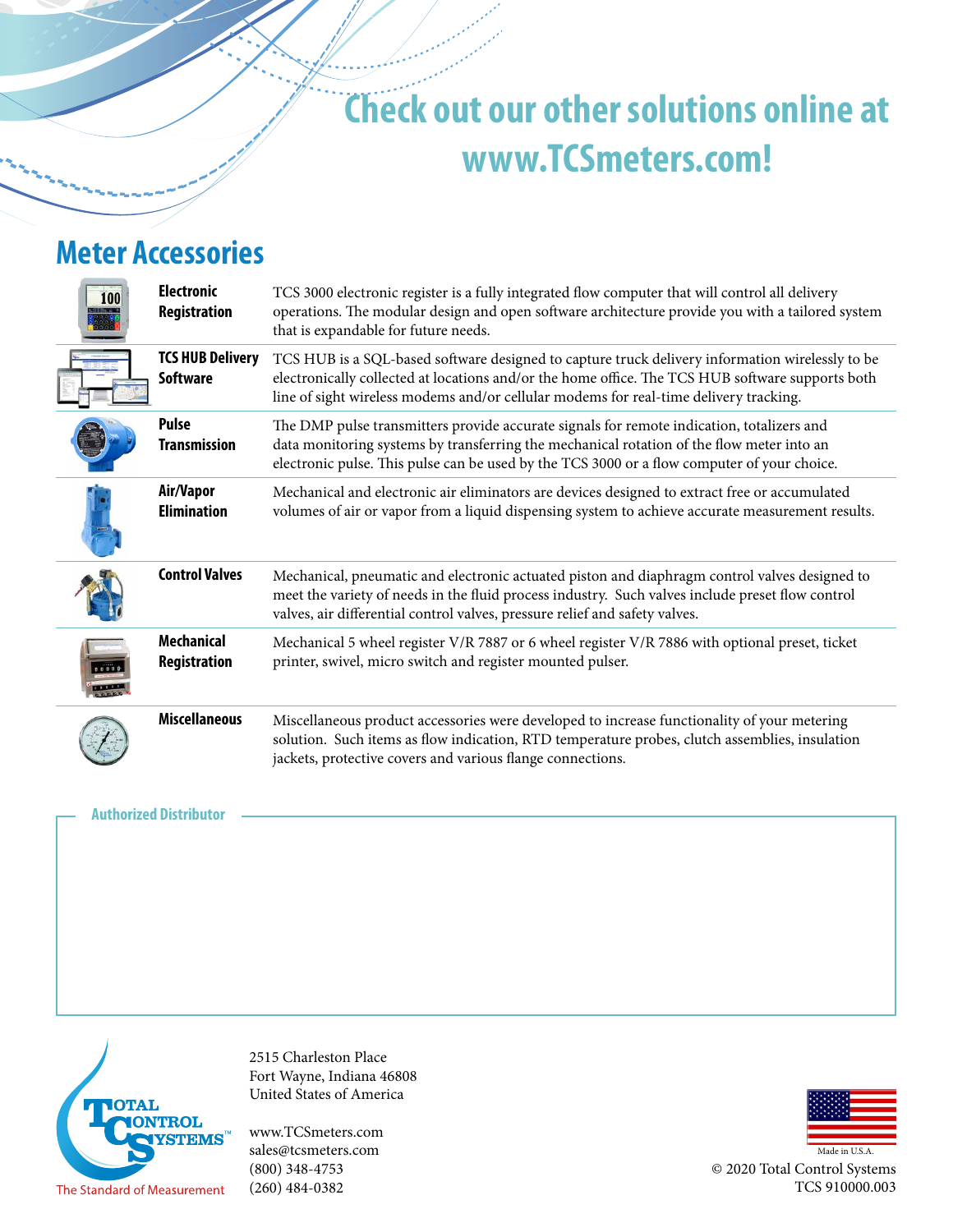## Check out our other solutions online at www.TCSmeters.com!

# Meter Accessories

| | | |
|---|---|---|
| | **Electronic Registration** | TCS 3000 electronic register is a fully integrated flow computer that will control all delivery operations. The modular design and open software architecture provide you with a tailored system that is expandable for future needs. |
| | **TCS HUB Delivery Software** | TCS HUB is a SQL-based software designed to capture truck delivery information wirelessly to be electronically collected at locations and/or the home office. The TCS HUB software supports both line of sight wireless modems and/or cellular modems for real-time delivery tracking. |
| | **Pulse Transmission** | The DMP pulse transmitters provide accurate signals for remote indication, totalizers and data monitoring systems by transferring the mechanical rotation of the flow meter into an electronic pulse. This pulse can be used by the TCS 3000 or a flow computer of your choice. |
| | **Air/Vapor Elimination** | Mechanical and electronic air eliminators are devices designed to extract free or accumulated volumes of air or vapor from a liquid dispensing system to achieve accurate measurement results. |
| | **Control Valves** | Mechanical, pneumatic and electronic actuated piston and diaphragm control valves designed to meet the variety of needs in the fluid process industry. Such valves include preset flow control valves, air differential control valves, pressure relief and safety valves. |
| | **Mechanical Registration** | Mechanical 5 wheel register V/R 7887 or 6 wheel register V/R 7886 with optional preset, ticket printer, swivel, micro switch and register mounted pulser. |
| | **Miscellaneous** | Miscellaneous product accessories were developed to increase functionality of your metering solution. Such items as flow indication, RTD temperature probes, clutch assemblies, insulation jackets, protective covers and various flange connections. |

**Authorized Distributor**

TOTAL CONTROL SYSTEMS™

The Standard of Measurement

2515 Charleston Place
Fort Wayne, Indiana 46808
United States of America

www.TCSmeters.com
sales@tcsmeters.com
(800) 348-4753
(260) 484-0382

Made in U.S.A.

© 2020 Total Control Systems
TCS 910000.003